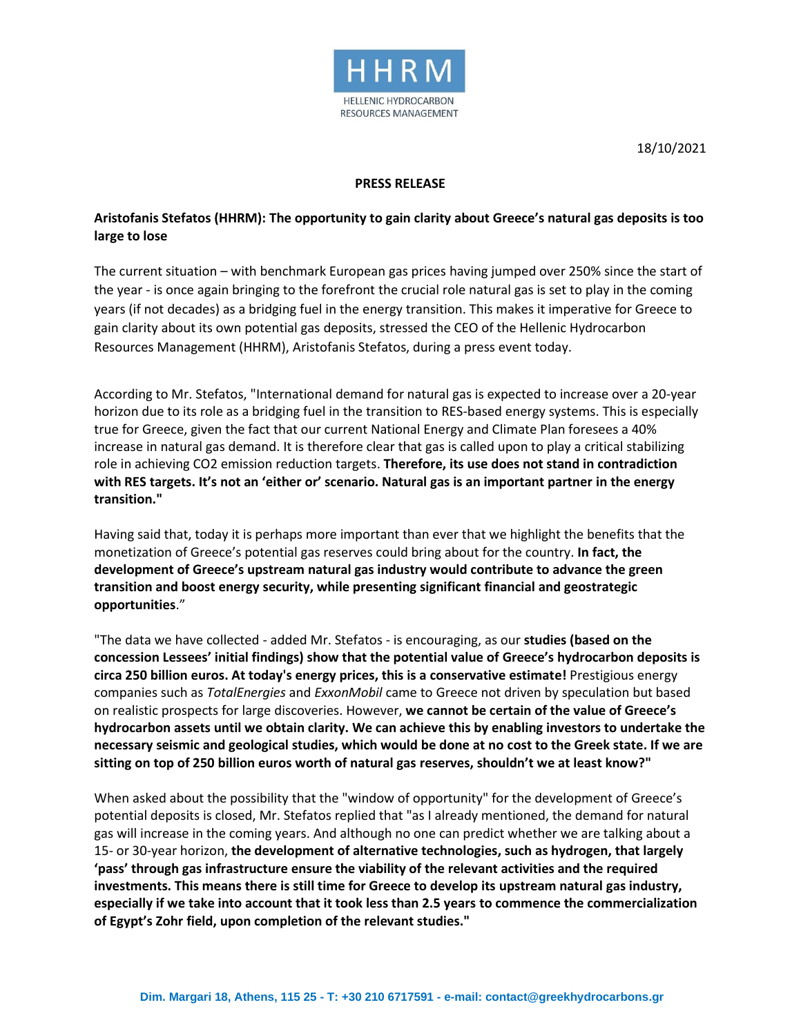HHRM

HELLENIC HYDROCARBON RESOURCES MANAGEMENT

18/10/2021

**PRESS RELEASE**

**Aristofanis Stefatos (HHRM): The opportunity to gain clarity about Greece's natural gas deposits is too large to lose**

The current situation – with benchmark European gas prices having jumped over 250% since the start of the year - is once again bringing to the forefront the crucial role natural gas is set to play in the coming years (if not decades) as a bridging fuel in the energy transition. This makes it imperative for Greece to gain clarity about its own potential gas deposits, stressed the CEO of the Hellenic Hydrocarbon Resources Management (HHRM), Aristofanis Stefatos, during a press event today.

According to Mr. Stefatos, "International demand for natural gas is expected to increase over a 20-year horizon due to its role as a bridging fuel in the transition to RES-based energy systems. This is especially true for Greece, given the fact that our current National Energy and Climate Plan foresees a 40% increase in natural gas demand. It is therefore clear that gas is called upon to play a critical stabilizing role in achieving $CO_2$ emission reduction targets. **Therefore, its use does not stand in contradiction with RES targets. It's not an 'either or' scenario. Natural gas is an important partner in the energy transition."**

Having said that, today it is perhaps more important than ever that we highlight the benefits that the monetization of Greece's potential gas reserves could bring about for the country. **In fact, the development of Greece's upstream natural gas industry would contribute to advance the green transition and boost energy security, while presenting significant financial and geostrategic opportunities**."

"The data we have collected - added Mr. Stefatos - is encouraging, as our **studies (based on the concession Lessees' initial findings) show that the potential value of Greece's hydrocarbon deposits is circa 250 billion euros. At today's energy prices, this is a conservative estimate!** Prestigious energy companies such as *TotalEnergies* and *ExxonMobil* came to Greece not driven by speculation but based on realistic prospects for large discoveries. However, **we cannot be certain of the value of Greece's hydrocarbon assets until we obtain clarity. We can achieve this by enabling investors to undertake the necessary seismic and geological studies, which would be done at no cost to the Greek state. If we are sitting on top of 250 billion euros worth of natural gas reserves, shouldn't we at least know?"**

When asked about the possibility that the "window of opportunity" for the development of Greece's potential deposits is closed, Mr. Stefatos replied that "as I already mentioned, the demand for natural gas will increase in the coming years. And although no one can predict whether we are talking about a 15- or 30-year horizon, **the development of alternative technologies, such as hydrogen, that largely 'pass' through gas infrastructure ensure the viability of the relevant activities and the required investments. This means there is still time for Greece to develop its upstream natural gas industry, especially if we take into account that it took less than 2.5 years to commence the commercialization of Egypt's Zohr field, upon completion of the relevant studies."**

**Dim. Margari 18, Athens, 115 25 - T: +30 210 6717591 - e-mail: contact@greekhydrocarbons.gr**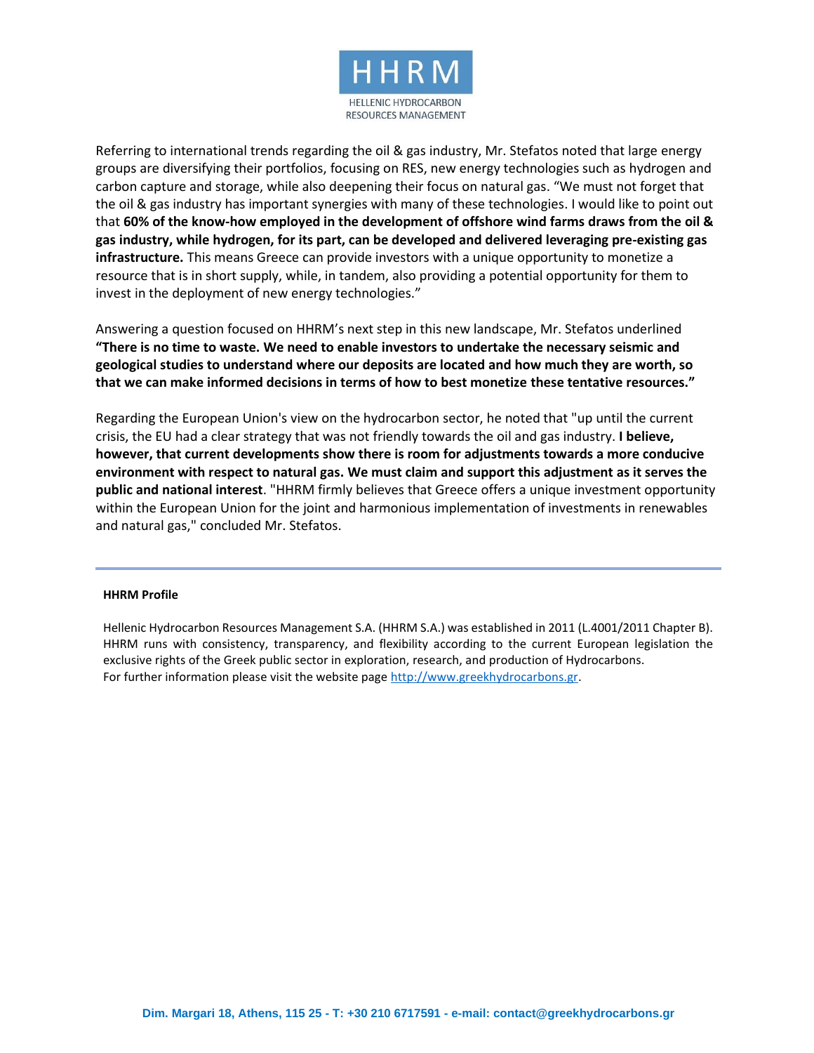Referring to international trends regarding the oil & gas industry, Mr. Stefatos noted that large energy groups are diversifying their portfolios, focusing on RES, new energy technologies such as hydrogen and carbon capture and storage, while also deepening their focus on natural gas. "We must not forget that the oil & gas industry has important synergies with many of these technologies. I would like to point out that **60% of the know-how employed in the development of offshore wind farms draws from the oil & gas industry, while hydrogen, for its part, can be developed and delivered leveraging pre-existing gas infrastructure.** This means Greece can provide investors with a unique opportunity to monetize a resource that is in short supply, while, in tandem, also providing a potential opportunity for them to invest in the deployment of new energy technologies."

Answering a question focused on HHRM's next step in this new landscape, Mr. Stefatos underlined **"There is no time to waste. We need to enable investors to undertake the necessary seismic and geological studies to understand where our deposits are located and how much they are worth, so that we can make informed decisions in terms of how to best monetize these tentative resources."**

Regarding the European Union's view on the hydrocarbon sector, he noted that "up until the current crisis, the EU had a clear strategy that was not friendly towards the oil and gas industry. **I believe, however, that current developments show there is room for adjustments towards a more conducive environment with respect to natural gas. We must claim and support this adjustment as it serves the public and national interest**. "HHRM firmly believes that Greece offers a unique investment opportunity within the European Union for the joint and harmonious implementation of investments in renewables and natural gas," concluded Mr. Stefatos.

---

**HHRM Profile**

Hellenic Hydrocarbon Resources Management S.A. (HHRM S.A.) was established in 2011 (L.4001/2011 Chapter B). HHRM runs with consistency, transparency, and flexibility according to the current European legislation the exclusive rights of the Greek public sector in exploration, research, and production of Hydrocarbons.
For further information please visit the website page [http://www.greekhydrocarbons.gr](http://www.greekhydrocarbons.gr).

**Dim. Margari 18, Athens, 115 25 - T: +30 210 6717591 - e-mail: contact@greekhydrocarbons.gr**